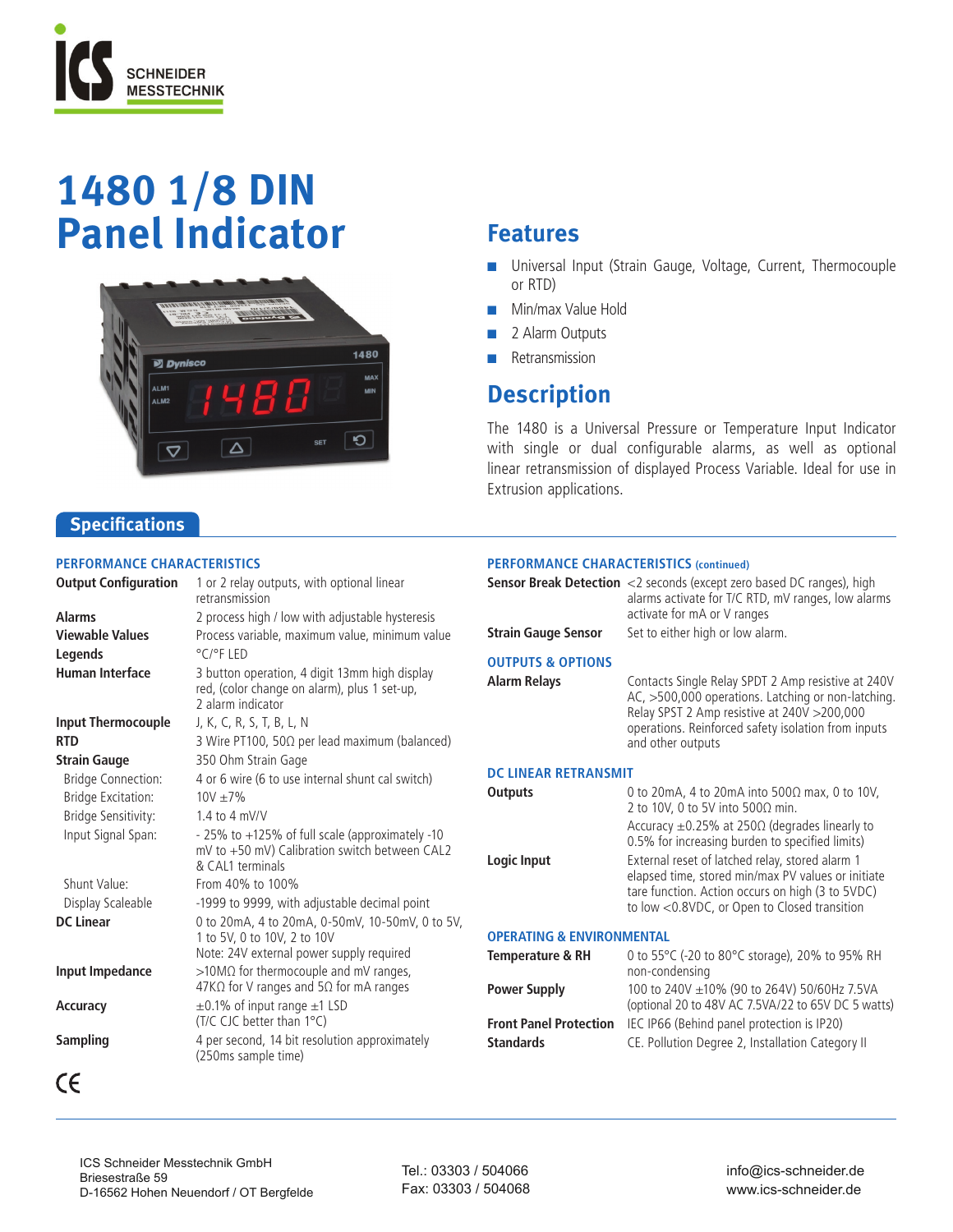ICS SCHNEIDER MESSTECHNIK

# 1480 1/8 DIN Panel Indicator

## Features

- Universal Input (Strain Gauge, Voltage, Current, Thermocouple or RTD)
- Min/max Value Hold
- 2 Alarm Outputs
- Retransmission

## Description

The 1480 is a Universal Pressure or Temperature Input Indicator with single or dual configurable alarms, as well as optional linear retransmission of displayed Process Variable. Ideal for use in Extrusion applications.

## Specifications

### PERFORMANCE CHARACTERISTICS

| | |
|---|---|
| **Output Configuration** | 1 or 2 relay outputs, with optional linear retransmission |
| **Alarms** | 2 process high / low with adjustable hysteresis |
| **Viewable Values** | Process variable, maximum value, minimum value |
| **Legends** | °C/°F LED |
| **Human Interface** | 3 button operation, 4 digit 13mm high display red, (color change on alarm), plus 1 set-up, 2 alarm indicator |
| **Input Thermocouple** | J, K, C, R, S, T, B, L, N |
| **RTD** | 3 Wire PT100, 50Ω per lead maximum (balanced) |
| **Strain Gauge** | 350 Ohm Strain Gage |
| Bridge Connection: | 4 or 6 wire (6 to use internal shunt cal switch) |
| Bridge Excitation: | 10V ±7% |
| Bridge Sensitivity: | 1.4 to 4 mV/V |
| Input Signal Span: | - 25% to +125% of full scale (approximately -10 mV to +50 mV) Calibration switch between CAL2 & CAL1 terminals |
| Shunt Value: | From 40% to 100% |
| Display Scaleable | -1999 to 9999, with adjustable decimal point |
| **DC Linear** | 0 to 20mA, 4 to 20mA, 0-50mV, 10-50mV, 0 to 5V, 1 to 5V, 0 to 10V, 2 to 10V<br>Note: 24V external power supply required |
| **Input Impedance** | >10MΩ for thermocouple and mV ranges, 47KΩ for V ranges and 5Ω for mA ranges |
| **Accuracy** | ±0.1% of input range ±1 LSD (T/C CJC better than 1°C) |
| **Sampling** | 4 per second, 14 bit resolution approximately (250ms sample time) |

### PERFORMANCE CHARACTERISTICS (continued)

| | |
|---|---|
| **Sensor Break Detection** | <2 seconds (except zero based DC ranges), high alarms activate for T/C RTD, mV ranges, low alarms activate for mA or V ranges |
| **Strain Gauge Sensor** | Set to either high or low alarm. |

### OUTPUTS & OPTIONS

| | |
|---|---|
| **Alarm Relays** | Contacts Single Relay SPDT 2 Amp resistive at 240V AC, >500,000 operations. Latching or non-latching. Relay SPST 2 Amp resistive at 240V >200,000 operations. Reinforced safety isolation from inputs and other outputs |

### DC LINEAR RETRANSMIT

| | |
|---|---|
| **Outputs** | 0 to 20mA, 4 to 20mA into 500Ω max, 0 to 10V, 2 to 10V, 0 to 5V into 500Ω min.<br>Accuracy ±0.25% at 250Ω (degrades linearly to 0.5% for increasing burden to specified limits) |
| **Logic Input** | External reset of latched relay, stored alarm 1 elapsed time, stored min/max PV values or initiate tare function. Action occurs on high (3 to 5VDC) to low <0.8VDC, or Open to Closed transition |

### OPERATING & ENVIRONMENTAL

| | |
|---|---|
| **Temperature & RH** | 0 to 55°C (-20 to 80°C storage), 20% to 95% RH non-condensing |
| **Power Supply** | 100 to 240V ±10% (90 to 264V) 50/60Hz 7.5VA (optional 20 to 48V AC 7.5VA/22 to 65V DC 5 watts) |
| **Front Panel Protection** | IEC IP66 (Behind panel protection is IP20) |
| **Standards** | CE. Pollution Degree 2, Installation Category II |

CE

ICS Schneider Messtechnik GmbH
Briesestraße 59
D-16562 Hohen Neuendorf / OT Bergfelde

Tel.: 03303 / 504066
Fax: 03303 / 504068

info@ics-schneider.de
www.ics-schneider.de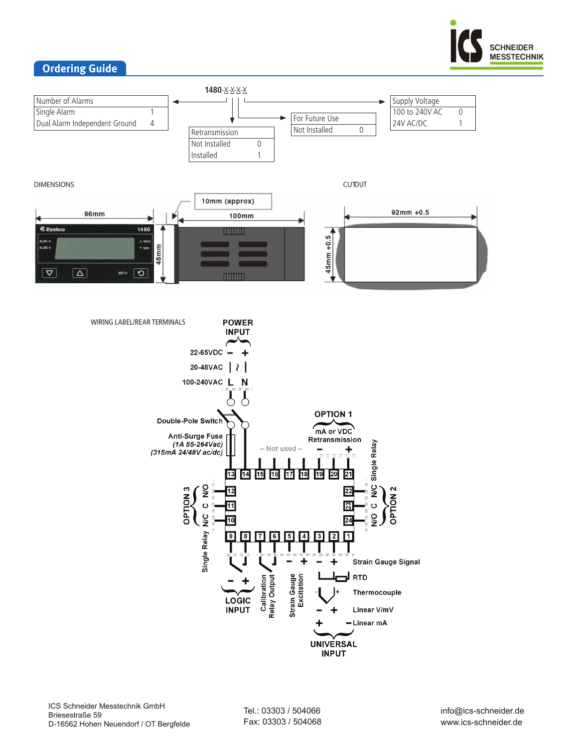## Ordering Guide

**1480-X-X-X-X**

| Number of Alarms | |
|---|---|
| Single Alarm | 1 |
| Dual Alarm Independent Ground | 4 |

| Retransmission | |
|---|---|
| Not Installed | 0 |
| Installed | 1 |

| For Future Use | |
|---|---|
| Not Installed | 0 |

| Supply Voltage | |
|---|---|
| 100 to 240V AC | 0 |
| 24V AC/DC | 1 |

DIMENSIONS

96mm
48mm
10mm (approx)
100mm

CUTOUT

92mm +0.5
45mm +0.5

WIRING LABEL/REAR TERMINALS

POWER INPUT
22-65VDC – +
20-48VAC
100-240VAC L N
Double-Pole Switch
Anti-Surge Fuse
*(1A 85-264Vac)*
*(315mA 24/48V ac/dc)*
– Not used –
OPTION 1
mA or VDC Retransmission
Single Relay
OPTION 2
N/C C N/O
OPTION 3
N/O C N/C
Single Relay
LOGIC INPUT
Calibration Relay Output
Strain Gauge Excitation
Strain Gauge Signal
RTD
Thermocouple
Linear V/mV
Linear mA
UNIVERSAL INPUT

ICS Schneider Messtechnik GmbH
Briesestraße 59
D-16562 Hohen Neuendorf / OT Bergfelde

Tel.: 03303 / 504066
Fax: 03303 / 504068

info@ics-schneider.de
www.ics-schneider.de